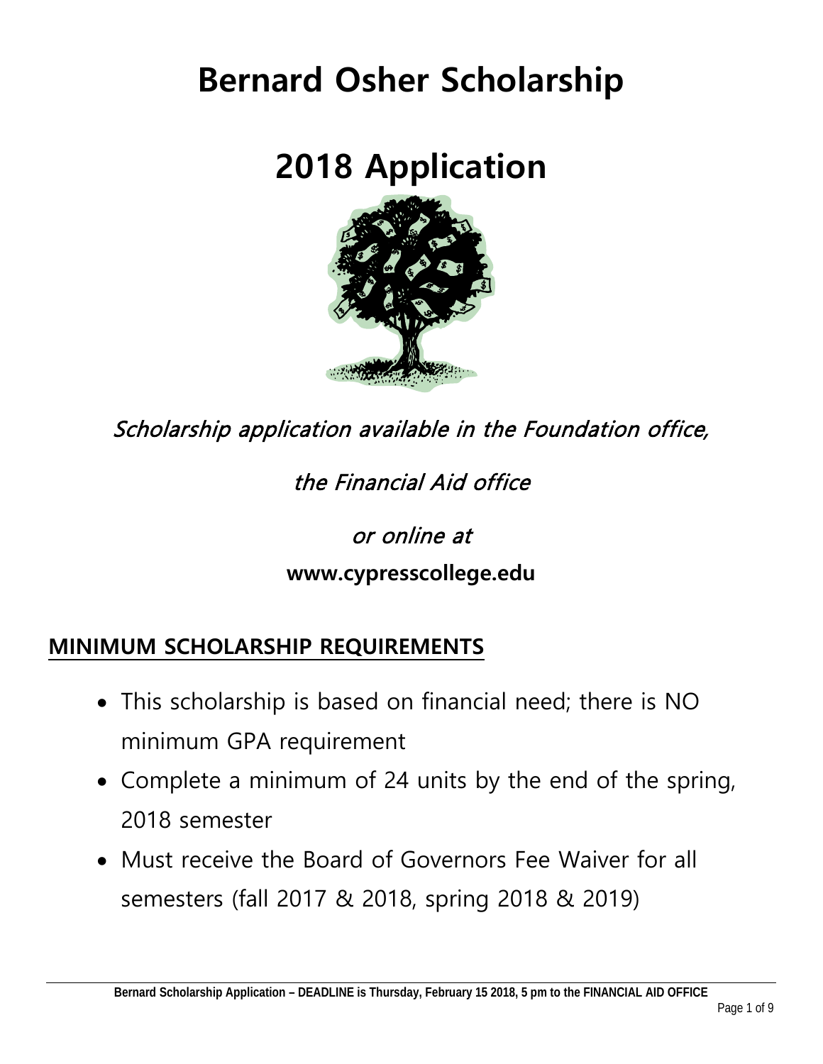# Bernard Osher Scholarship

# 2018 Application

*Scholarship application available in the Foundation office,*

*the Financial Aid office*

*or online at*

**www.cypresscollege.edu**

## MINIMUM SCHOLARSHIP REQUIREMENTS

- This scholarship is based on financial need; there is NO minimum GPA requirement
- Complete a minimum of 24 units by the end of the spring, 2018 semester
- Must receive the Board of Governors Fee Waiver for all semesters (fall 2017 & 2018, spring 2018 & 2019)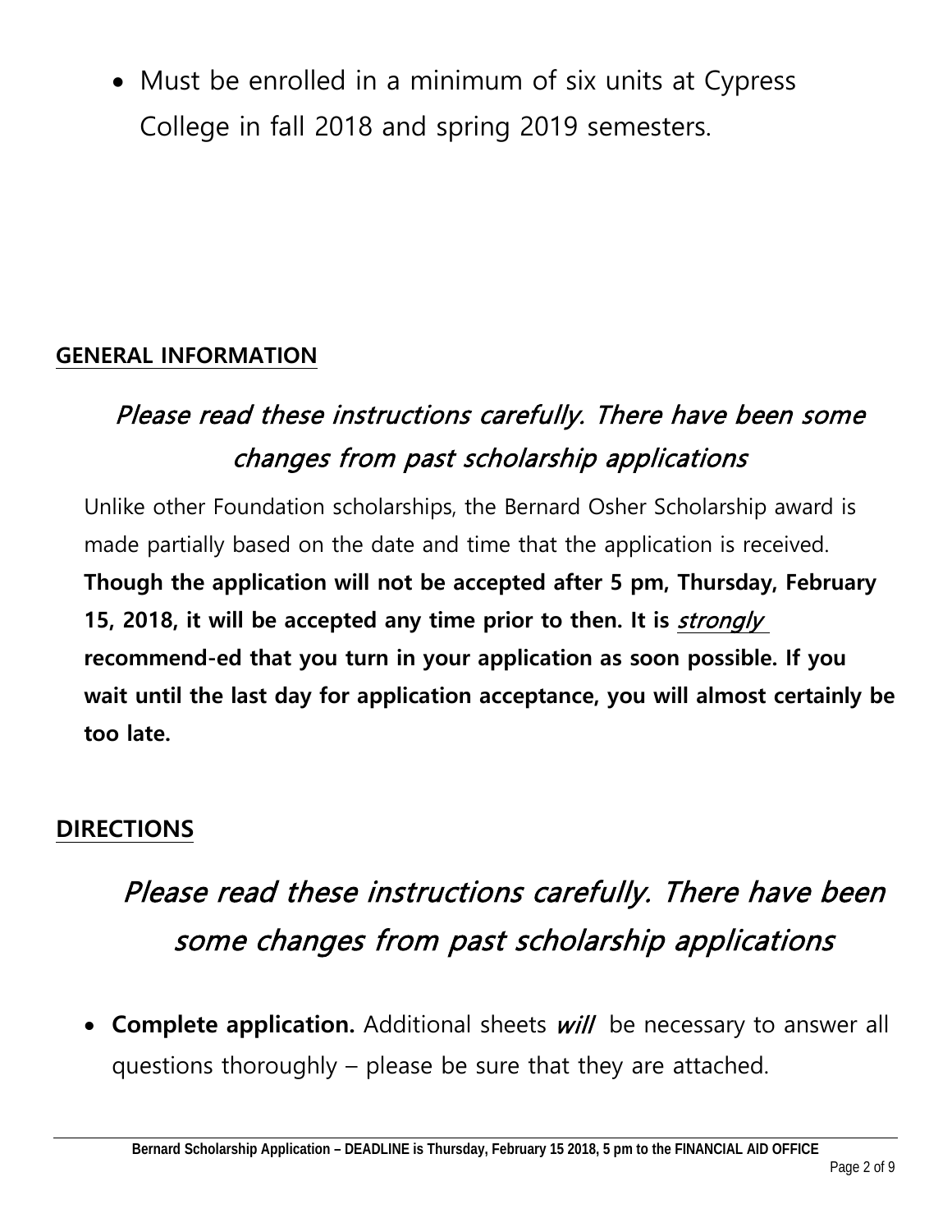- Must be enrolled in a minimum of six units at Cypress College in fall 2018 and spring 2019 semesters.

## GENERAL INFORMATION

*Please read these instructions carefully. There have been some changes from past scholarship applications*

Unlike other Foundation scholarships, the Bernard Osher Scholarship award is made partially based on the date and time that the application is received. **Though the application will not be accepted after 5 pm, Thursday, February 15, 2018, it will be accepted any time prior to then. It is *strongly* recommend-ed that you turn in your application as soon possible. If you wait until the last day for application acceptance, you will almost certainly be too late.**

## DIRECTIONS

*Please read these instructions carefully. There have been some changes from past scholarship applications*

- **Complete application.** Additional sheets *will* be necessary to answer all questions thoroughly – please be sure that they are attached.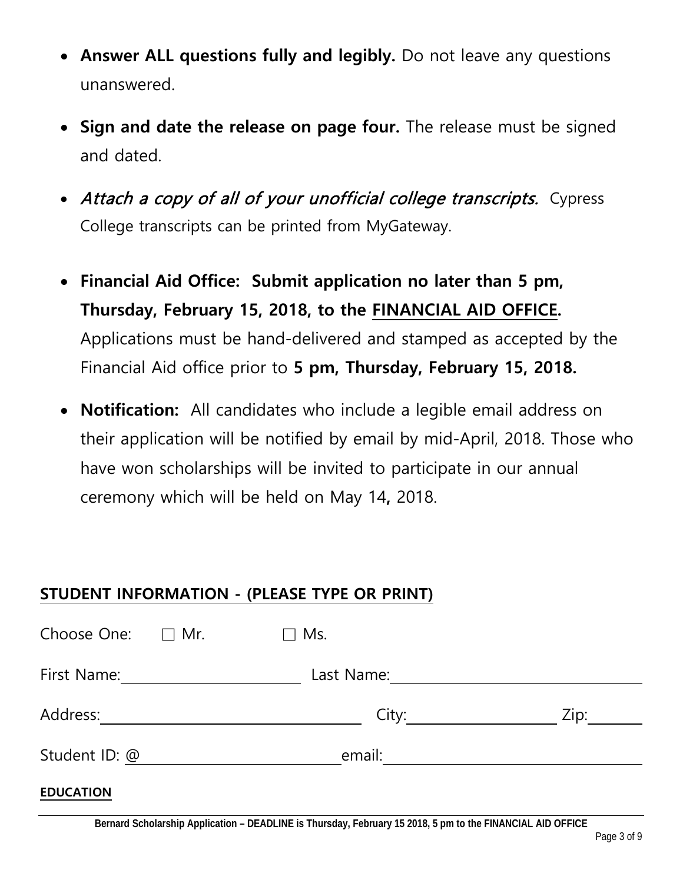- **Answer ALL questions fully and legibly.** Do not leave any questions unanswered.
- **Sign and date the release on page four.** The release must be signed and dated.
- *Attach a copy of all of your unofficial college transcripts.* Cypress College transcripts can be printed from MyGateway.
- **Financial Aid Office: Submit application no later than 5 pm, Thursday, February 15, 2018, to the FINANCIAL AID OFFICE.** Applications must be hand-delivered and stamped as accepted by the Financial Aid office prior to **5 pm, Thursday, February 15, 2018.**
- **Notification:** All candidates who include a legible email address on their application will be notified by email by mid-April, 2018. Those who have won scholarships will be invited to participate in our annual ceremony which will be held on May 14**,** 2018.

## STUDENT INFORMATION - (PLEASE TYPE OR PRINT)

Choose One: ☐ Mr. ☐ Ms.

First Name:\_\_\_\_\_\_\_\_\_\_\_\_\_\_\_\_\_\_\_\_ Last Name:\_\_\_\_\_\_\_\_\_\_\_\_\_\_\_\_\_\_\_\_\_\_\_\_\_\_

Address:\_\_\_\_\_\_\_\_\_\_\_\_\_\_\_\_\_\_\_\_\_\_\_\_\_\_\_\_ City:\_\_\_\_\_\_\_\_\_\_\_\_\_\_\_\_ Zip:\_\_\_\_\_\_

Student ID: @\_\_\_\_\_\_\_\_\_\_\_\_\_\_\_\_\_\_\_\_\_\_ email:\_\_\_\_\_\_\_\_\_\_\_\_\_\_\_\_\_\_\_\_\_\_\_\_\_\_\_\_

**EDUCATION**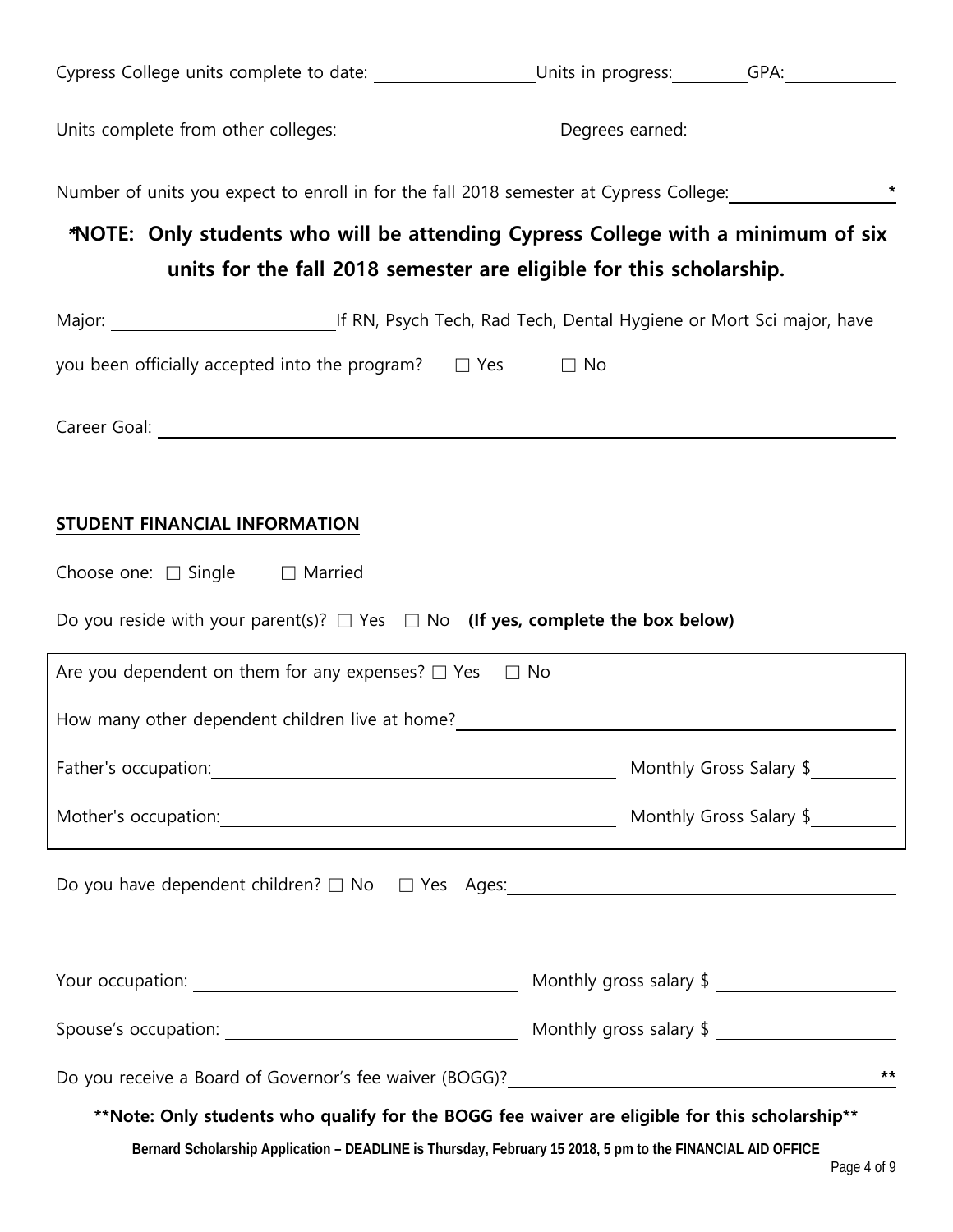Cypress College units complete to date: ____________ Units in progress: ________ GPA: ________

Units complete from other colleges: ________________ Degrees earned: ________________

Number of units you expect to enroll in for the fall 2018 semester at Cypress College: ____________ *

**\*NOTE: Only students who will be attending Cypress College with a minimum of six units for the fall 2018 semester are eligible for this scholarship.**

Major: ________________ If RN, Psych Tech, Rad Tech, Dental Hygiene or Mort Sci major, have you been officially accepted into the program? ☐ Yes ☐ No

Career Goal: ________________________________________________

## STUDENT FINANCIAL INFORMATION

Choose one: ☐ Single ☐ Married

Do you reside with your parent(s)? ☐ Yes ☐ No **(If yes, complete the box below)**

Are you dependent on them for any expenses? ☐ Yes ☐ No

How many other dependent children live at home? ________________________

Father's occupation: ________________________ Monthly Gross Salary $ ________

Mother's occupation: ________________________ Monthly Gross Salary $ ________

Do you have dependent children? ☐ No ☐ Yes Ages: ________________________

Your occupation: ________________________ Monthly gross salary $ ________

Spouse's occupation: ________________________ Monthly gross salary $ ________

Do you receive a Board of Governor's fee waiver (BOGG)? ________________________ **

**\*\*Note: Only students who qualify for the BOGG fee waiver are eligible for this scholarship\*\***

**Bernard Scholarship Application – DEADLINE is Thursday, February 15 2018, 5 pm to the FINANCIAL AID OFFICE**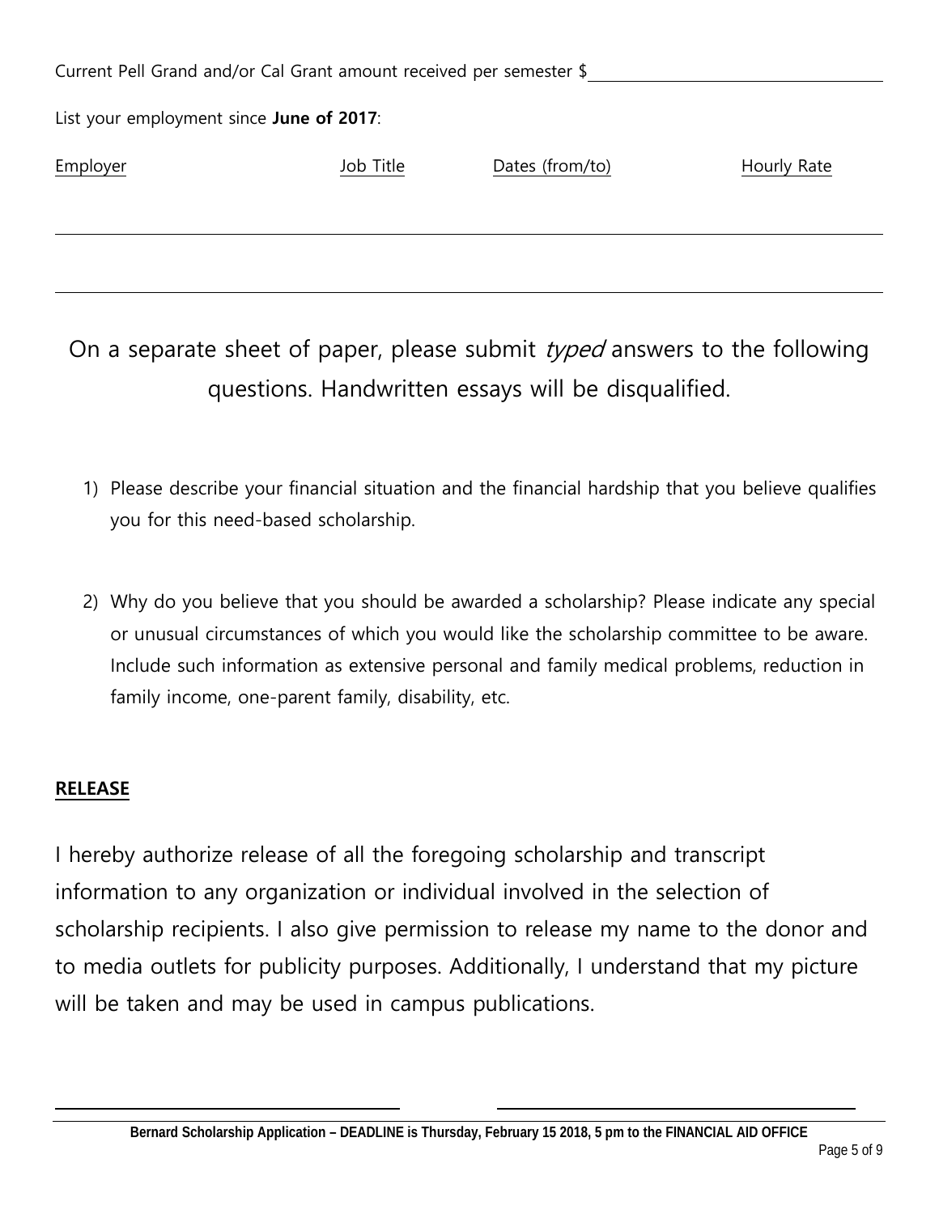Current Pell Grand and/or Cal Grant amount received per semester $\_\_\_\_\_\_\_\_\_\_\_\_\_\_\_\_\_\_\_\_

List your employment since **June of 2017**:

| Employer | Job Title | Dates (from/to) | Hourly Rate |
| --- | --- | --- | --- |
| | | | |
| | | | |

On a separate sheet of paper, please submit *typed* answers to the following questions. Handwritten essays will be disqualified.

1) Please describe your financial situation and the financial hardship that you believe qualifies you for this need-based scholarship.

2) Why do you believe that you should be awarded a scholarship? Please indicate any special or unusual circumstances of which you would like the scholarship committee to be aware. Include such information as extensive personal and family medical problems, reduction in family income, one-parent family, disability, etc.

**RELEASE**

I hereby authorize release of all the foregoing scholarship and transcript information to any organization or individual involved in the selection of scholarship recipients. I also give permission to release my name to the donor and to media outlets for publicity purposes. Additionally, I understand that my picture will be taken and may be used in campus publications.

\_\_\_\_\_\_\_\_\_\_\_\_\_\_\_\_\_\_\_\_\_\_\_\_\_\_\_\_ \_\_\_\_\_\_\_\_\_\_\_\_\_\_\_\_\_\_\_\_\_\_\_\_\_\_\_\_

**Bernard Scholarship Application – DEADLINE is Thursday, February 15 2018, 5 pm to the FINANCIAL AID OFFICE**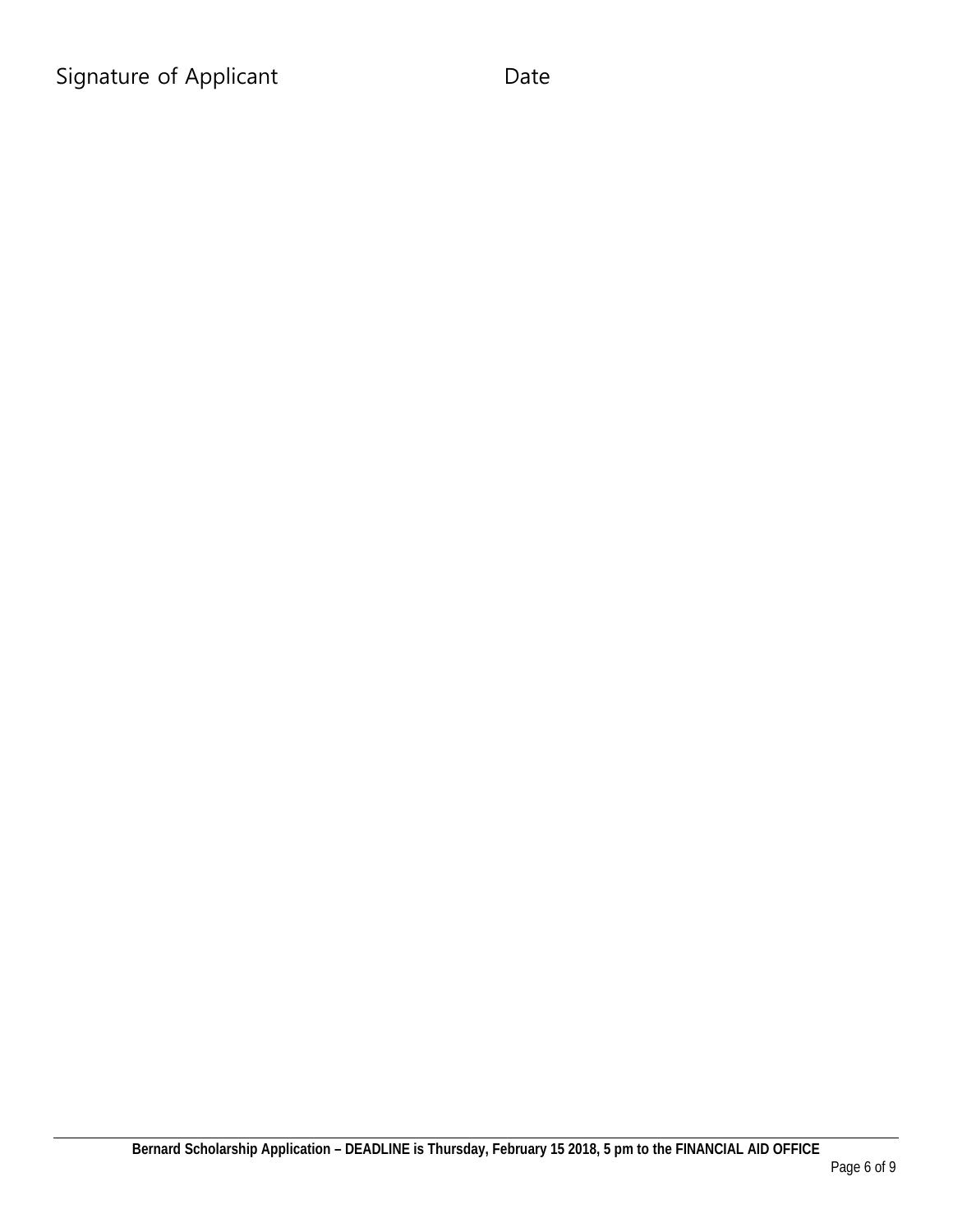Signature of Applicant Date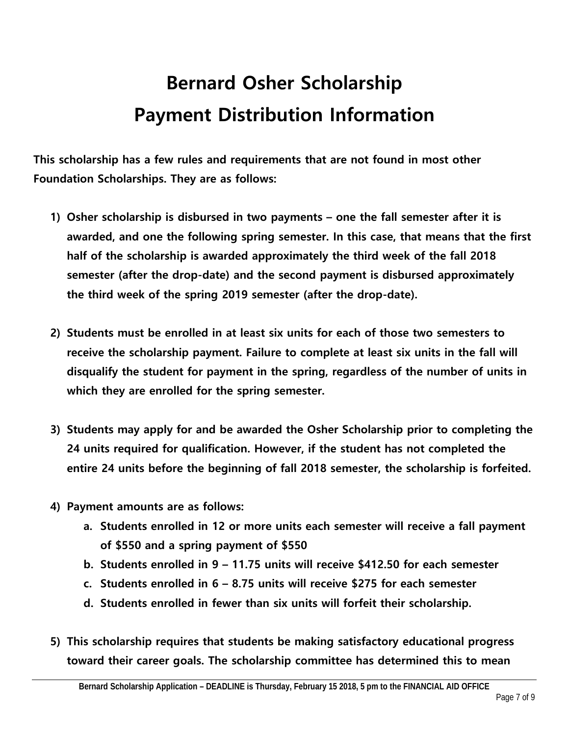# Bernard Osher Scholarship
# Payment Distribution Information

**This scholarship has a few rules and requirements that are not found in most other Foundation Scholarships. They are as follows:**

1) **Osher scholarship is disbursed in two payments – one the fall semester after it is awarded, and one the following spring semester. In this case, that means that the first half of the scholarship is awarded approximately the third week of the fall 2018 semester (after the drop-date) and the second payment is disbursed approximately the third week of the spring 2019 semester (after the drop-date).**

2) **Students must be enrolled in at least six units for each of those two semesters to receive the scholarship payment. Failure to complete at least six units in the fall will disqualify the student for payment in the spring, regardless of the number of units in which they are enrolled for the spring semester.**

3) **Students may apply for and be awarded the Osher Scholarship prior to completing the 24 units required for qualification. However, if the student has not completed the entire 24 units before the beginning of fall 2018 semester, the scholarship is forfeited.**

4) **Payment amounts are as follows:**
   a. **Students enrolled in 12 or more units each semester will receive a fall payment of $550 and a spring payment of $550**
   b. **Students enrolled in 9 – 11.75 units will receive $412.50 for each semester**
   c. **Students enrolled in 6 – 8.75 units will receive $275 for each semester**
   d. **Students enrolled in fewer than six units will forfeit their scholarship.**

5) **This scholarship requires that students be making satisfactory educational progress toward their career goals. The scholarship committee has determined this to mean**

**Bernard Scholarship Application – DEADLINE is Thursday, February 15 2018, 5 pm to the FINANCIAL AID OFFICE**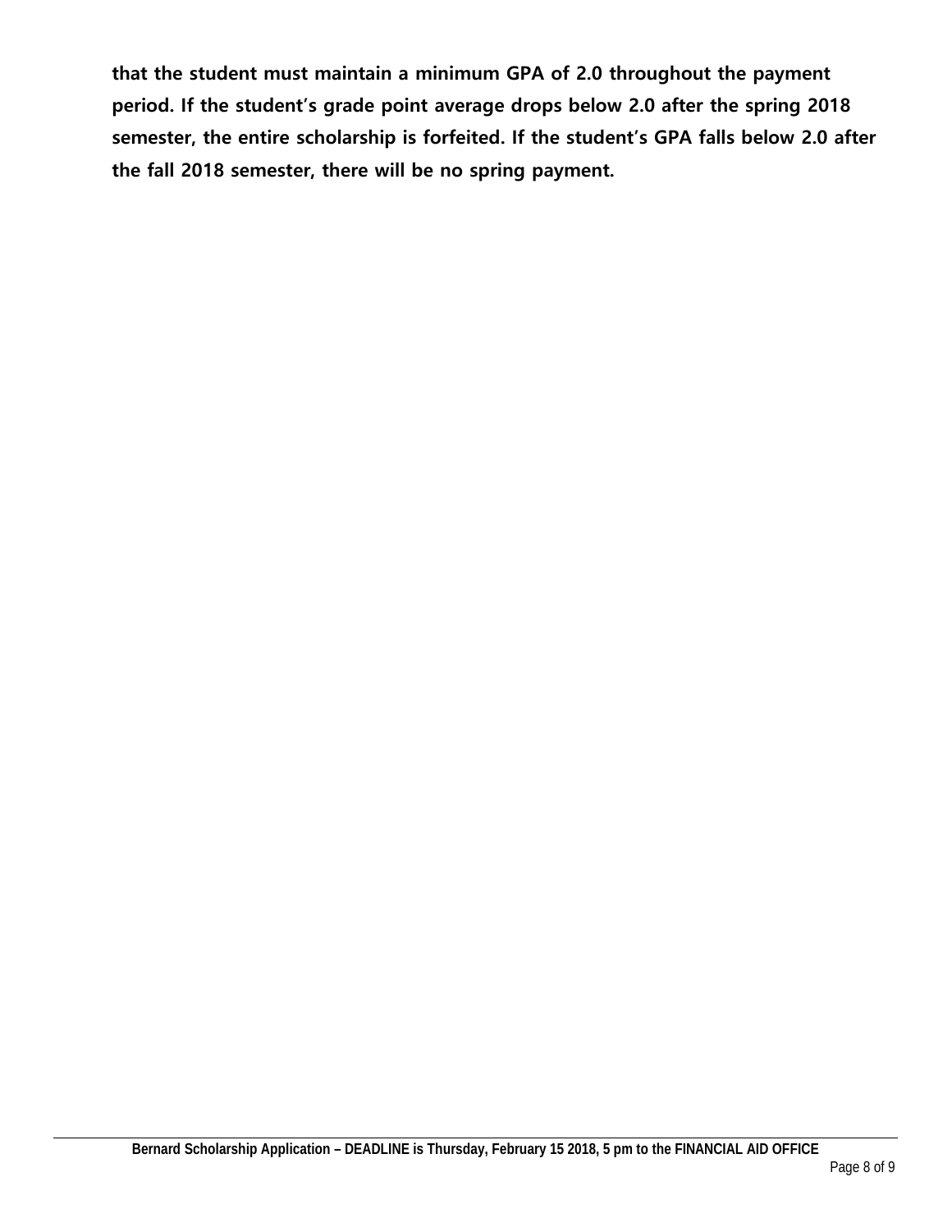**that the student must maintain a minimum GPA of 2.0 throughout the payment period. If the student's grade point average drops below 2.0 after the spring 2018 semester, the entire scholarship is forfeited. If the student's GPA falls below 2.0 after the fall 2018 semester, there will be no spring payment.**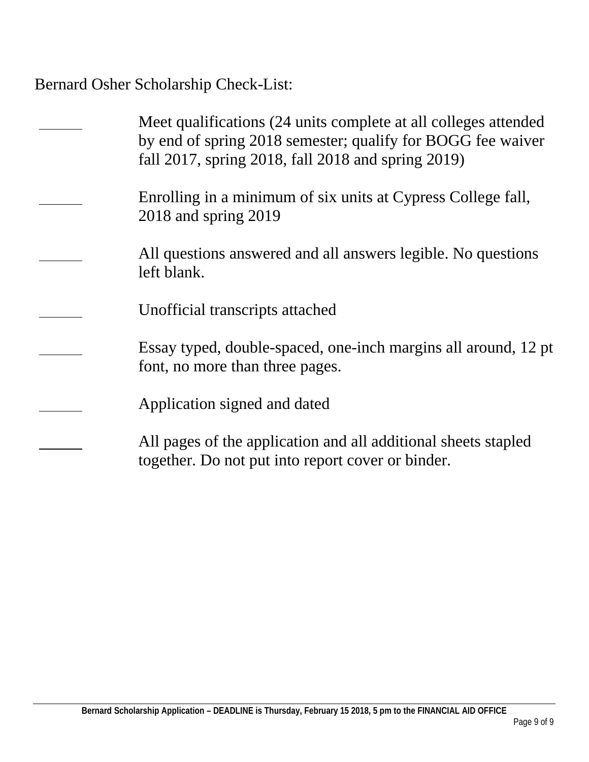Bernard Osher Scholarship Check-List:

- ______ Meet qualifications (24 units complete at all colleges attended by end of spring 2018 semester; qualify for BOGG fee waiver fall 2017, spring 2018, fall 2018 and spring 2019)

- ______ Enrolling in a minimum of six units at Cypress College fall, 2018 and spring 2019

- ______ All questions answered and all answers legible. No questions left blank.

- ______ Unofficial transcripts attached

- ______ Essay typed, double-spaced, one-inch margins all around, 12 pt font, no more than three pages.

- ______ Application signed and dated

- ______ All pages of the application and all additional sheets stapled together. Do not put into report cover or binder.